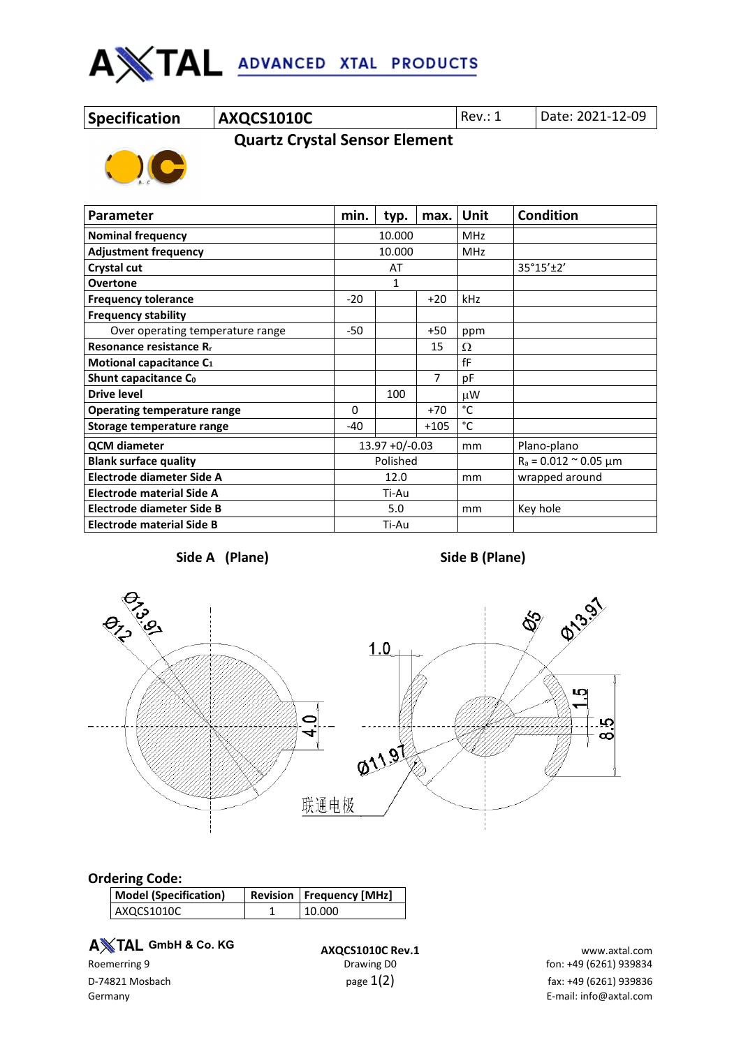| Specification | AXQCS1010C | Rev.: 1 | Date: 2021-12-09 |
|---|---|---|---|

## Quartz Crystal Sensor Element

| Parameter | min. | typ. | max. | Unit | Condition |
|---|---|---|---|---|---|
| **Nominal frequency** | | 10.000 | | MHz | |
| **Adjustment frequency** | | 10.000 | | MHz | |
| **Crystal cut** | | AT | | | 35°15'±2' |
| **Overtone** | | 1 | | | |
| **Frequency tolerance** | -20 | | +20 | kHz | |
| **Frequency stability** | | | | | |
| Over operating temperature range | -50 | | +50 | ppm | |
| **Resonance resistance $R_r$** | | | 15 | Ω | |
| **Motional capacitance $C_1$** | | | | fF | |
| **Shunt capacitance $C_0$** | | | 7 | pF | |
| **Drive level** | | 100 | | µW | |
| **Operating temperature range** | 0 | | +70 | °C | |
| **Storage temperature range** | -40 | | +105 | °C | |
| **QCM diameter** | | 13.97 +0/-0.03 | | mm | Plano-plano |
| **Blank surface quality** | | Polished | | | $R_a$ = 0.012 ~ 0.05 µm |
| **Electrode diameter Side A** | | 12.0 | | mm | wrapped around |
| **Electrode material Side A** | | Ti-Au | | | |
| **Electrode diameter Side B** | | 5.0 | | mm | Key hole |
| **Electrode material Side B** | | Ti-Au | | | |

**Side A (Plane)** **Side B (Plane)**

Ø13.97 Ø12 4.0 1.0 Ø5 Ø13.97 1.5 8.5 Ø11.97 联通电极

## Ordering Code:

| Model (Specification) | Revision | Frequency [MHz] |
|---|---|---|
| AXQCS1010C | 1 | 10.000 |

**AXTAL GmbH & Co. KG**
Roemerring 9
D-74821 Mosbach
Germany

**AXQCS1010C Rev.1**
Drawing D0

www.axtal.com
fon: +49 (6261) 939834
fax: +49 (6261) 939836
E-mail: info@axtal.com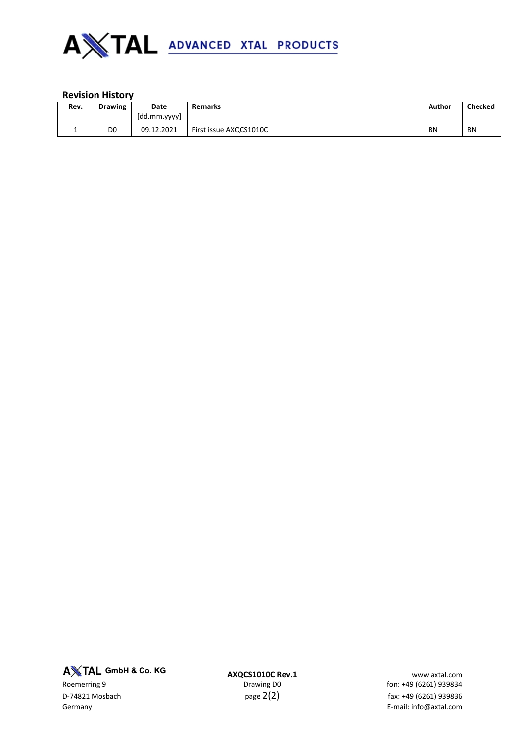## Revision History

| Rev. | Drawing | Date [dd.mm.yyyy] | Remarks | Author | Checked |
|---|---|---|---|---|---|
| 1 | D0 | 09.12.2021 | First issue AXQCS1010C | BN | BN |